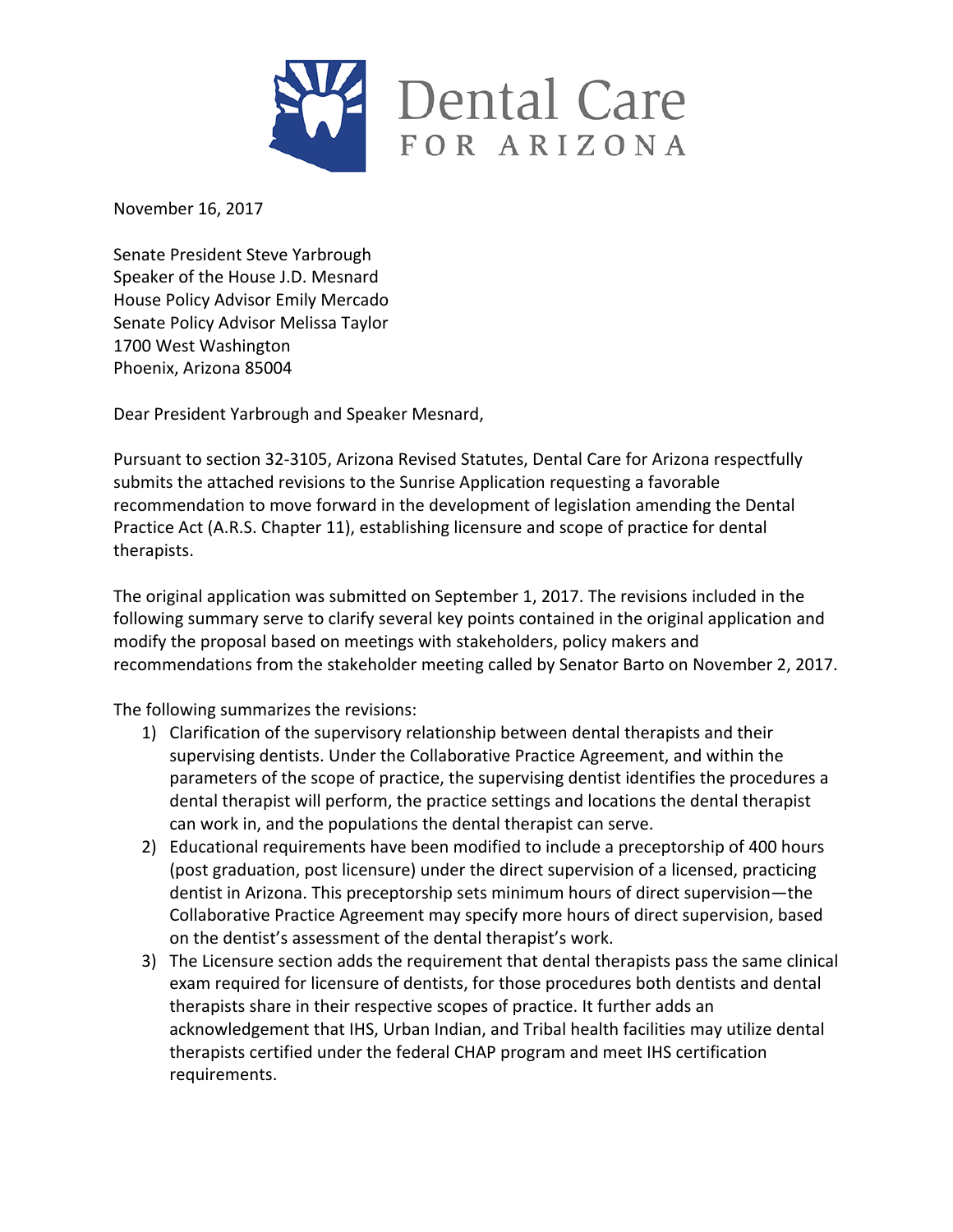# Dental Care FOR ARIZONA

November 16, 2017

Senate President Steve Yarbrough
Speaker of the House J.D. Mesnard
House Policy Advisor Emily Mercado
Senate Policy Advisor Melissa Taylor
1700 West Washington
Phoenix, Arizona 85004

Dear President Yarbrough and Speaker Mesnard,

Pursuant to section 32-3105, Arizona Revised Statutes, Dental Care for Arizona respectfully submits the attached revisions to the Sunrise Application requesting a favorable recommendation to move forward in the development of legislation amending the Dental Practice Act (A.R.S. Chapter 11), establishing licensure and scope of practice for dental therapists.

The original application was submitted on September 1, 2017. The revisions included in the following summary serve to clarify several key points contained in the original application and modify the proposal based on meetings with stakeholders, policy makers and recommendations from the stakeholder meeting called by Senator Barto on November 2, 2017.

The following summarizes the revisions:

1) Clarification of the supervisory relationship between dental therapists and their supervising dentists. Under the Collaborative Practice Agreement, and within the parameters of the scope of practice, the supervising dentist identifies the procedures a dental therapist will perform, the practice settings and locations the dental therapist can work in, and the populations the dental therapist can serve.
2) Educational requirements have been modified to include a preceptorship of 400 hours (post graduation, post licensure) under the direct supervision of a licensed, practicing dentist in Arizona. This preceptorship sets minimum hours of direct supervision—the Collaborative Practice Agreement may specify more hours of direct supervision, based on the dentist's assessment of the dental therapist's work.
3) The Licensure section adds the requirement that dental therapists pass the same clinical exam required for licensure of dentists, for those procedures both dentists and dental therapists share in their respective scopes of practice. It further adds an acknowledgement that IHS, Urban Indian, and Tribal health facilities may utilize dental therapists certified under the federal CHAP program and meet IHS certification requirements.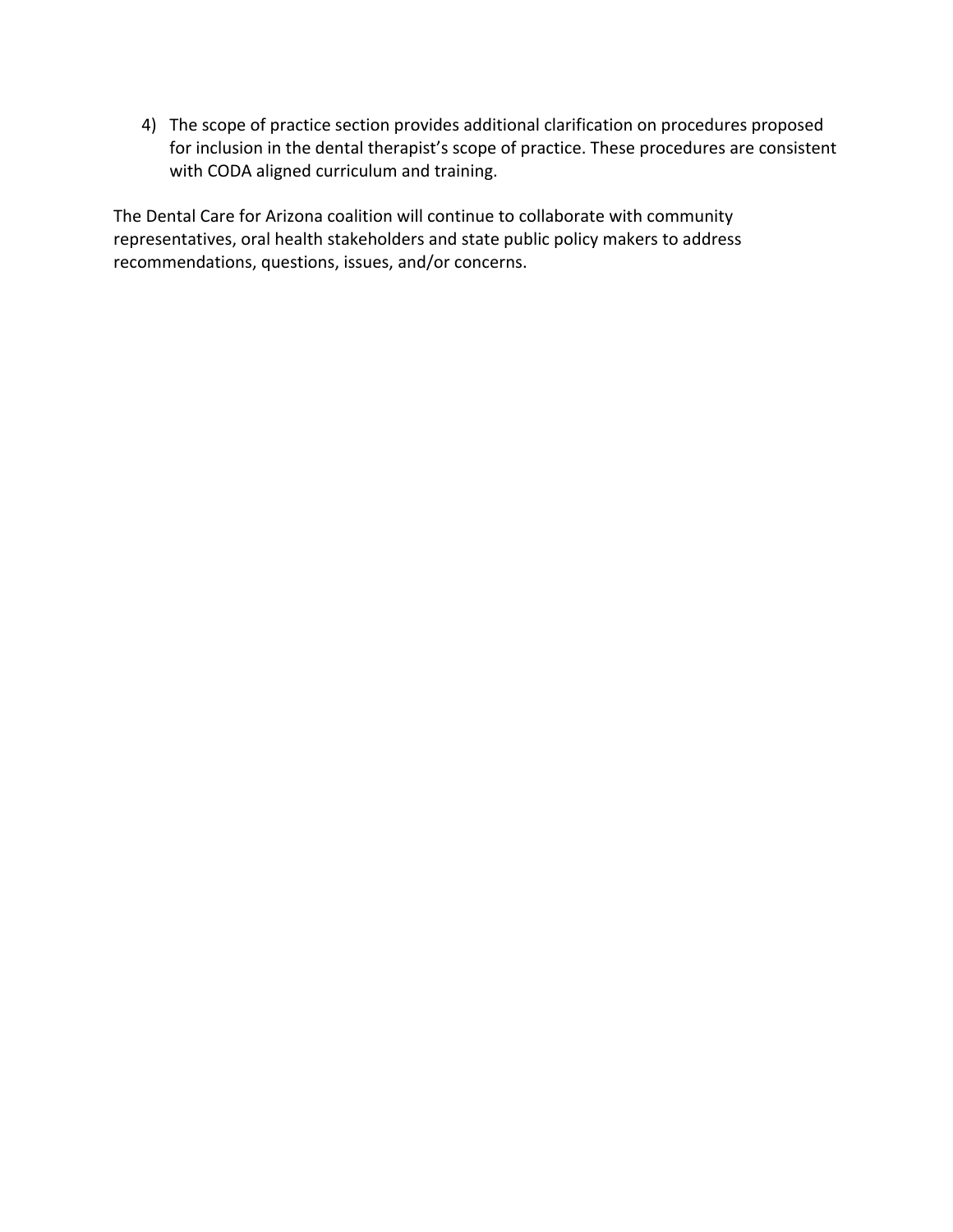4) The scope of practice section provides additional clarification on procedures proposed for inclusion in the dental therapist's scope of practice. These procedures are consistent with CODA aligned curriculum and training.

The Dental Care for Arizona coalition will continue to collaborate with community representatives, oral health stakeholders and state public policy makers to address recommendations, questions, issues, and/or concerns.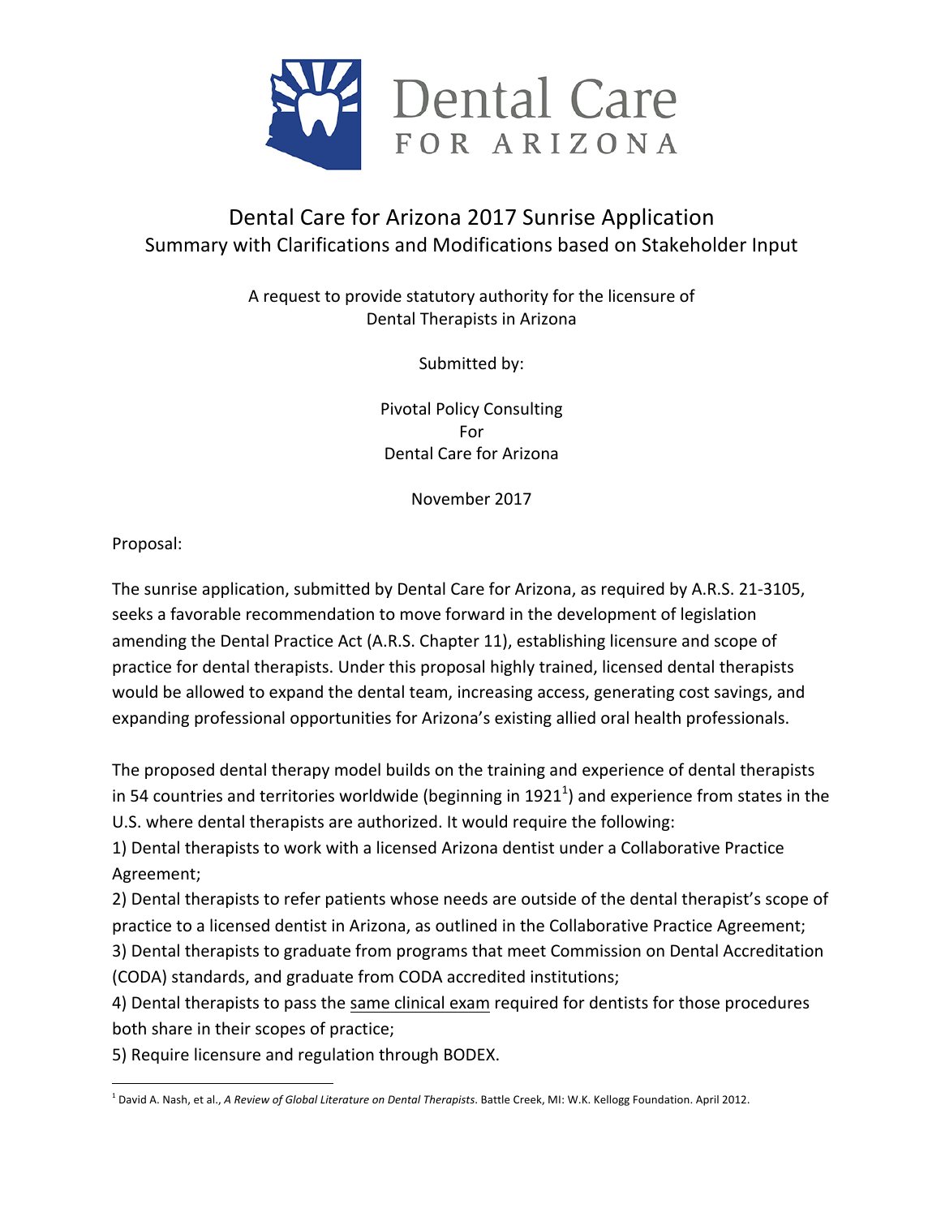Dental Care FOR ARIZONA

# Dental Care for Arizona 2017 Sunrise Application

## Summary with Clarifications and Modifications based on Stakeholder Input

A request to provide statutory authority for the licensure of Dental Therapists in Arizona

Submitted by:

Pivotal Policy Consulting
For
Dental Care for Arizona

November 2017

Proposal:

The sunrise application, submitted by Dental Care for Arizona, as required by A.R.S. 21-3105, seeks a favorable recommendation to move forward in the development of legislation amending the Dental Practice Act (A.R.S. Chapter 11), establishing licensure and scope of practice for dental therapists. Under this proposal highly trained, licensed dental therapists would be allowed to expand the dental team, increasing access, generating cost savings, and expanding professional opportunities for Arizona's existing allied oral health professionals.

The proposed dental therapy model builds on the training and experience of dental therapists in 54 countries and territories worldwide (beginning in 1921[1]) and experience from states in the U.S. where dental therapists are authorized. It would require the following:

1) Dental therapists to work with a licensed Arizona dentist under a Collaborative Practice Agreement;
2) Dental therapists to refer patients whose needs are outside of the dental therapist's scope of practice to a licensed dentist in Arizona, as outlined in the Collaborative Practice Agreement;
3) Dental therapists to graduate from programs that meet Commission on Dental Accreditation (CODA) standards, and graduate from CODA accredited institutions;
4) Dental therapists to pass the <u>same clinical exam</u> required for dentists for those procedures both share in their scopes of practice;
5) Require licensure and regulation through BODEX.

[1] David A. Nash, et al., *A Review of Global Literature on Dental Therapists*. Battle Creek, MI: W.K. Kellogg Foundation. April 2012.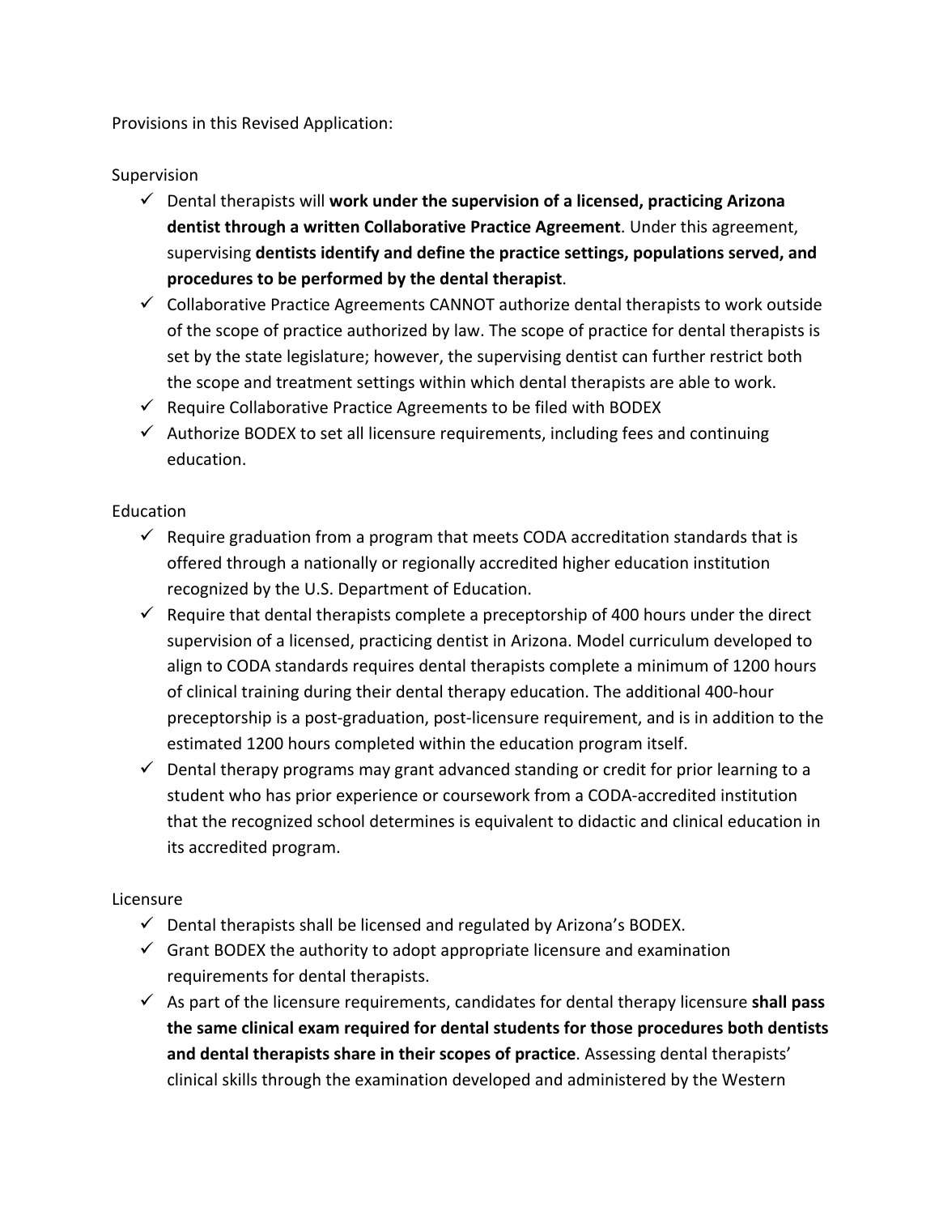Provisions in this Revised Application:

Supervision

- ✓ Dental therapists will **work under the supervision of a licensed, practicing Arizona dentist through a written Collaborative Practice Agreement**. Under this agreement, supervising **dentists identify and define the practice settings, populations served, and procedures to be performed by the dental therapist**.
- ✓ Collaborative Practice Agreements CANNOT authorize dental therapists to work outside of the scope of practice authorized by law. The scope of practice for dental therapists is set by the state legislature; however, the supervising dentist can further restrict both the scope and treatment settings within which dental therapists are able to work.
- ✓ Require Collaborative Practice Agreements to be filed with BODEX
- ✓ Authorize BODEX to set all licensure requirements, including fees and continuing education.

Education

- ✓ Require graduation from a program that meets CODA accreditation standards that is offered through a nationally or regionally accredited higher education institution recognized by the U.S. Department of Education.
- ✓ Require that dental therapists complete a preceptorship of 400 hours under the direct supervision of a licensed, practicing dentist in Arizona. Model curriculum developed to align to CODA standards requires dental therapists complete a minimum of 1200 hours of clinical training during their dental therapy education. The additional 400-hour preceptorship is a post-graduation, post-licensure requirement, and is in addition to the estimated 1200 hours completed within the education program itself.
- ✓ Dental therapy programs may grant advanced standing or credit for prior learning to a student who has prior experience or coursework from a CODA-accredited institution that the recognized school determines is equivalent to didactic and clinical education in its accredited program.

Licensure

- ✓ Dental therapists shall be licensed and regulated by Arizona's BODEX.
- ✓ Grant BODEX the authority to adopt appropriate licensure and examination requirements for dental therapists.
- ✓ As part of the licensure requirements, candidates for dental therapy licensure **shall pass the same clinical exam required for dental students for those procedures both dentists and dental therapists share in their scopes of practice**. Assessing dental therapists' clinical skills through the examination developed and administered by the Western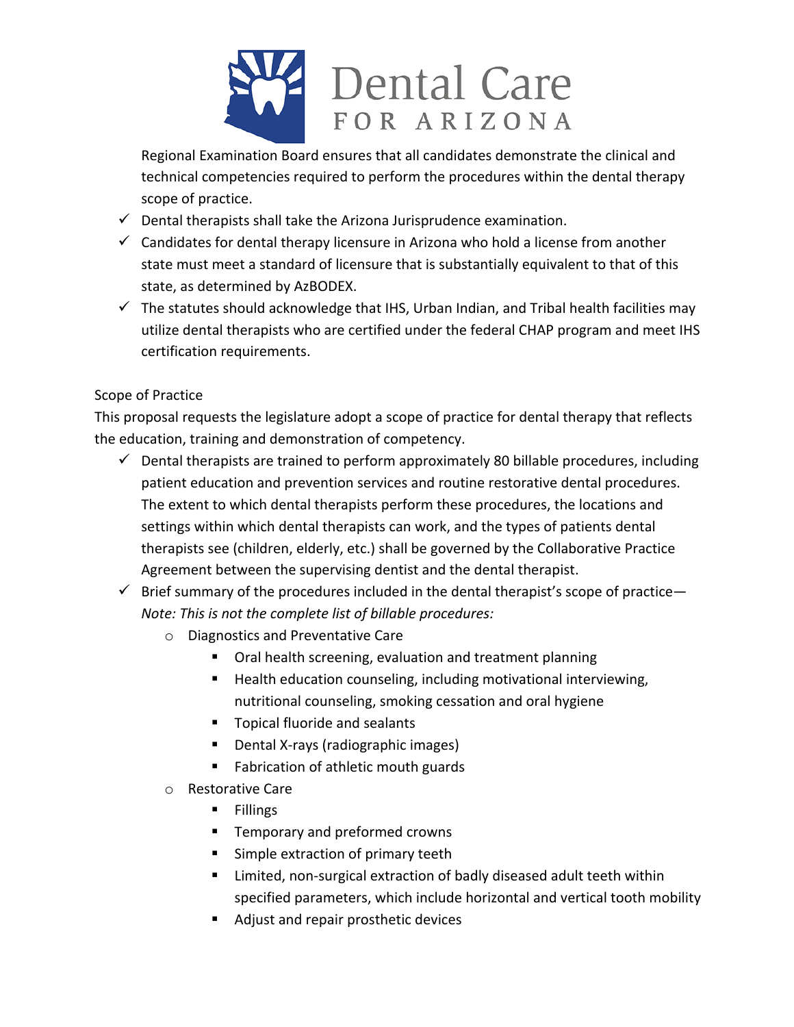Regional Examination Board ensures that all candidates demonstrate the clinical and technical competencies required to perform the procedures within the dental therapy scope of practice.

- ✓ Dental therapists shall take the Arizona Jurisprudence examination.
- ✓ Candidates for dental therapy licensure in Arizona who hold a license from another state must meet a standard of licensure that is substantially equivalent to that of this state, as determined by AzBODEX.
- ✓ The statutes should acknowledge that IHS, Urban Indian, and Tribal health facilities may utilize dental therapists who are certified under the federal CHAP program and meet IHS certification requirements.

Scope of Practice

This proposal requests the legislature adopt a scope of practice for dental therapy that reflects the education, training and demonstration of competency.

- ✓ Dental therapists are trained to perform approximately 80 billable procedures, including patient education and prevention services and routine restorative dental procedures. The extent to which dental therapists perform these procedures, the locations and settings within which dental therapists can work, and the types of patients dental therapists see (children, elderly, etc.) shall be governed by the Collaborative Practice Agreement between the supervising dentist and the dental therapist.
- ✓ Brief summary of the procedures included in the dental therapist's scope of practice—*Note: This is not the complete list of billable procedures:*
  - Diagnostics and Preventative Care
    - Oral health screening, evaluation and treatment planning
    - Health education counseling, including motivational interviewing, nutritional counseling, smoking cessation and oral hygiene
    - Topical fluoride and sealants
    - Dental X-rays (radiographic images)
    - Fabrication of athletic mouth guards
  - Restorative Care
    - Fillings
    - Temporary and preformed crowns
    - Simple extraction of primary teeth
    - Limited, non-surgical extraction of badly diseased adult teeth within specified parameters, which include horizontal and vertical tooth mobility
    - Adjust and repair prosthetic devices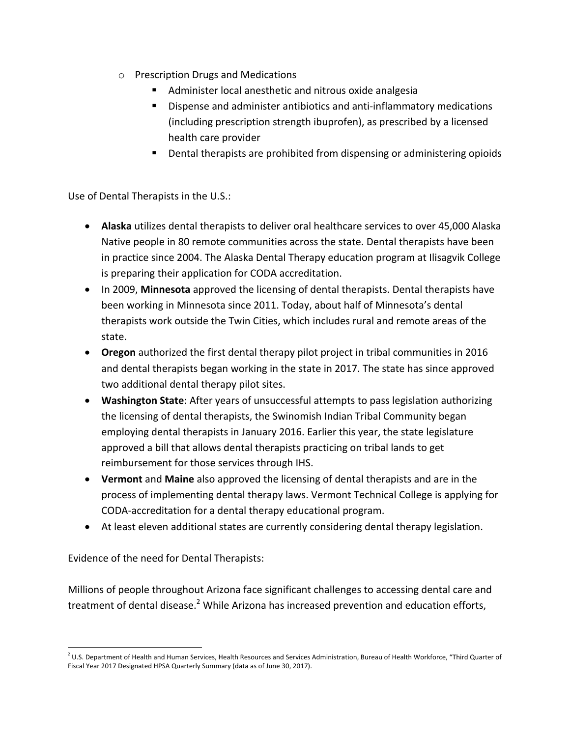- Prescription Drugs and Medications
  - Administer local anesthetic and nitrous oxide analgesia
  - Dispense and administer antibiotics and anti-inflammatory medications (including prescription strength ibuprofen), as prescribed by a licensed health care provider
  - Dental therapists are prohibited from dispensing or administering opioids

Use of Dental Therapists in the U.S.:

- **Alaska** utilizes dental therapists to deliver oral healthcare services to over 45,000 Alaska Native people in 80 remote communities across the state. Dental therapists have been in practice since 2004. The Alaska Dental Therapy education program at Ilisagvik College is preparing their application for CODA accreditation.
- In 2009, **Minnesota** approved the licensing of dental therapists. Dental therapists have been working in Minnesota since 2011. Today, about half of Minnesota's dental therapists work outside the Twin Cities, which includes rural and remote areas of the state.
- **Oregon** authorized the first dental therapy pilot project in tribal communities in 2016 and dental therapists began working in the state in 2017. The state has since approved two additional dental therapy pilot sites.
- **Washington State**: After years of unsuccessful attempts to pass legislation authorizing the licensing of dental therapists, the Swinomish Indian Tribal Community began employing dental therapists in January 2016. Earlier this year, the state legislature approved a bill that allows dental therapists practicing on tribal lands to get reimbursement for those services through IHS.
- **Vermont** and **Maine** also approved the licensing of dental therapists and are in the process of implementing dental therapy laws. Vermont Technical College is applying for CODA-accreditation for a dental therapy educational program.
- At least eleven additional states are currently considering dental therapy legislation.

Evidence of the need for Dental Therapists:

Millions of people throughout Arizona face significant challenges to accessing dental care and treatment of dental disease.[2] While Arizona has increased prevention and education efforts,

[2] U.S. Department of Health and Human Services, Health Resources and Services Administration, Bureau of Health Workforce, "Third Quarter of Fiscal Year 2017 Designated HPSA Quarterly Summary (data as of June 30, 2017).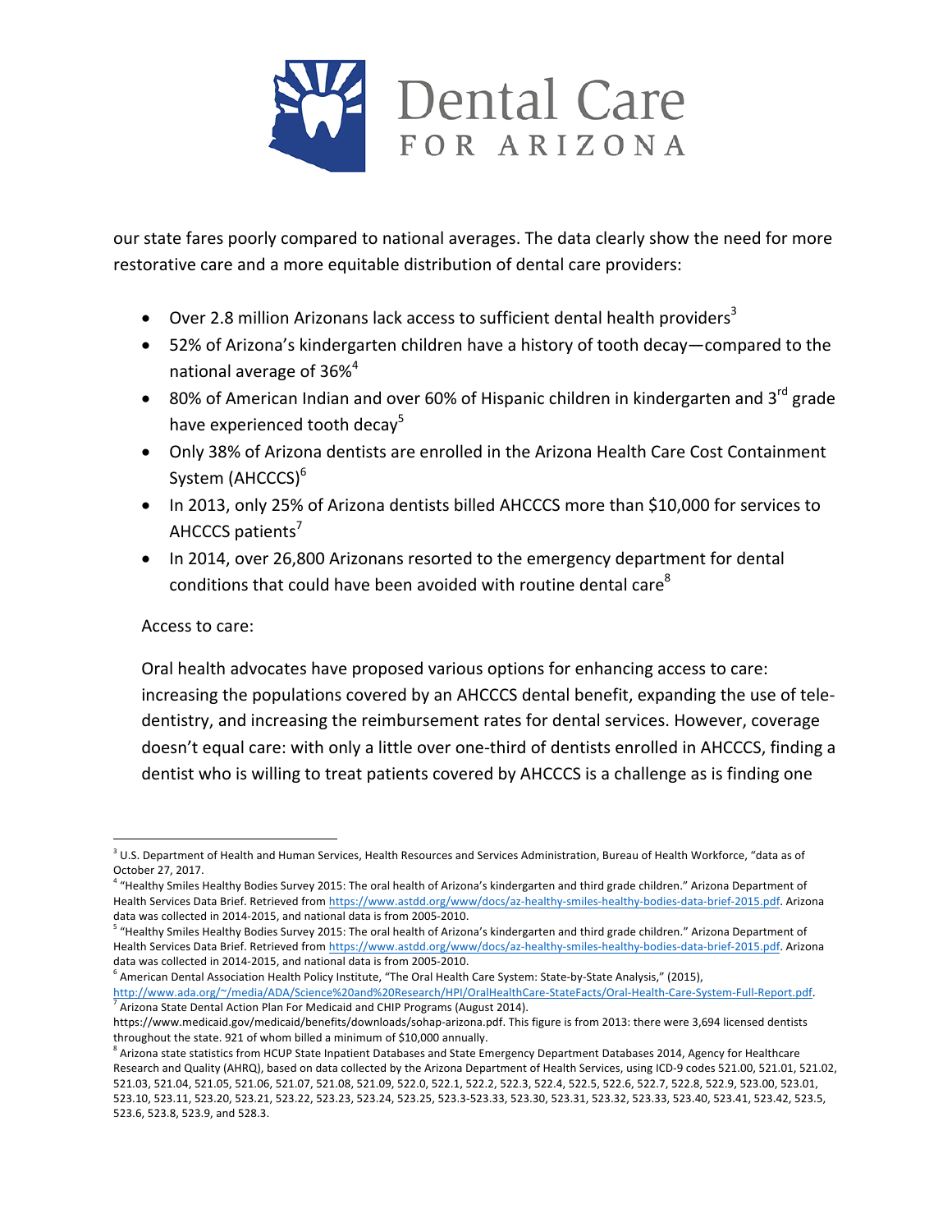our state fares poorly compared to national averages. The data clearly show the need for more restorative care and a more equitable distribution of dental care providers:

- Over 2.8 million Arizonans lack access to sufficient dental health providers[3]
- 52% of Arizona's kindergarten children have a history of tooth decay—compared to the national average of 36%[4]
- 80% of American Indian and over 60% of Hispanic children in kindergarten and 3rd grade have experienced tooth decay[5]
- Only 38% of Arizona dentists are enrolled in the Arizona Health Care Cost Containment System (AHCCCS)[6]
- In 2013, only 25% of Arizona dentists billed AHCCCS more than $10,000 for services to AHCCCS patients[7]
- In 2014, over 26,800 Arizonans resorted to the emergency department for dental conditions that could have been avoided with routine dental care[8]

Access to care:

Oral health advocates have proposed various options for enhancing access to care: increasing the populations covered by an AHCCCS dental benefit, expanding the use of tele-dentistry, and increasing the reimbursement rates for dental services. However, coverage doesn't equal care: with only a little over one-third of dentists enrolled in AHCCCS, finding a dentist who is willing to treat patients covered by AHCCCS is a challenge as is finding one

---

[3] U.S. Department of Health and Human Services, Health Resources and Services Administration, Bureau of Health Workforce, "data as of October 27, 2017.

[4] "Healthy Smiles Healthy Bodies Survey 2015: The oral health of Arizona's kindergarten and third grade children." Arizona Department of Health Services Data Brief. Retrieved from https://www.astdd.org/www/docs/az-healthy-smiles-healthy-bodies-data-brief-2015.pdf. Arizona data was collected in 2014-2015, and national data is from 2005-2010.

[5] "Healthy Smiles Healthy Bodies Survey 2015: The oral health of Arizona's kindergarten and third grade children." Arizona Department of Health Services Data Brief. Retrieved from https://www.astdd.org/www/docs/az-healthy-smiles-healthy-bodies-data-brief-2015.pdf. Arizona data was collected in 2014-2015, and national data is from 2005-2010.

[6] American Dental Association Health Policy Institute, "The Oral Health Care System: State-by-State Analysis," (2015), http://www.ada.org/~/media/ADA/Science%20and%20Research/HPI/OralHealthCare-StateFacts/Oral-Health-Care-System-Full-Report.pdf.

[7] Arizona State Dental Action Plan For Medicaid and CHIP Programs (August 2014). https://www.medicaid.gov/medicaid/benefits/downloads/sohap-arizona.pdf. This figure is from 2013: there were 3,694 licensed dentists throughout the state. 921 of whom billed a minimum of $10,000 annually.

[8] Arizona state statistics from HCUP State Inpatient Databases and State Emergency Department Databases 2014, Agency for Healthcare Research and Quality (AHRQ), based on data collected by the Arizona Department of Health Services, using ICD-9 codes 521.00, 521.01, 521.02, 521.03, 521.04, 521.05, 521.06, 521.07, 521.08, 521.09, 522.0, 522.1, 522.2, 522.3, 522.4, 522.5, 522.6, 522.7, 522.8, 522.9, 523.00, 523.01, 523.10, 523.11, 523.20, 523.21, 523.22, 523.23, 523.24, 523.25, 523.3-523.33, 523.30, 523.31, 523.32, 523.33, 523.40, 523.41, 523.42, 523.5, 523.6, 523.8, 523.9, and 528.3.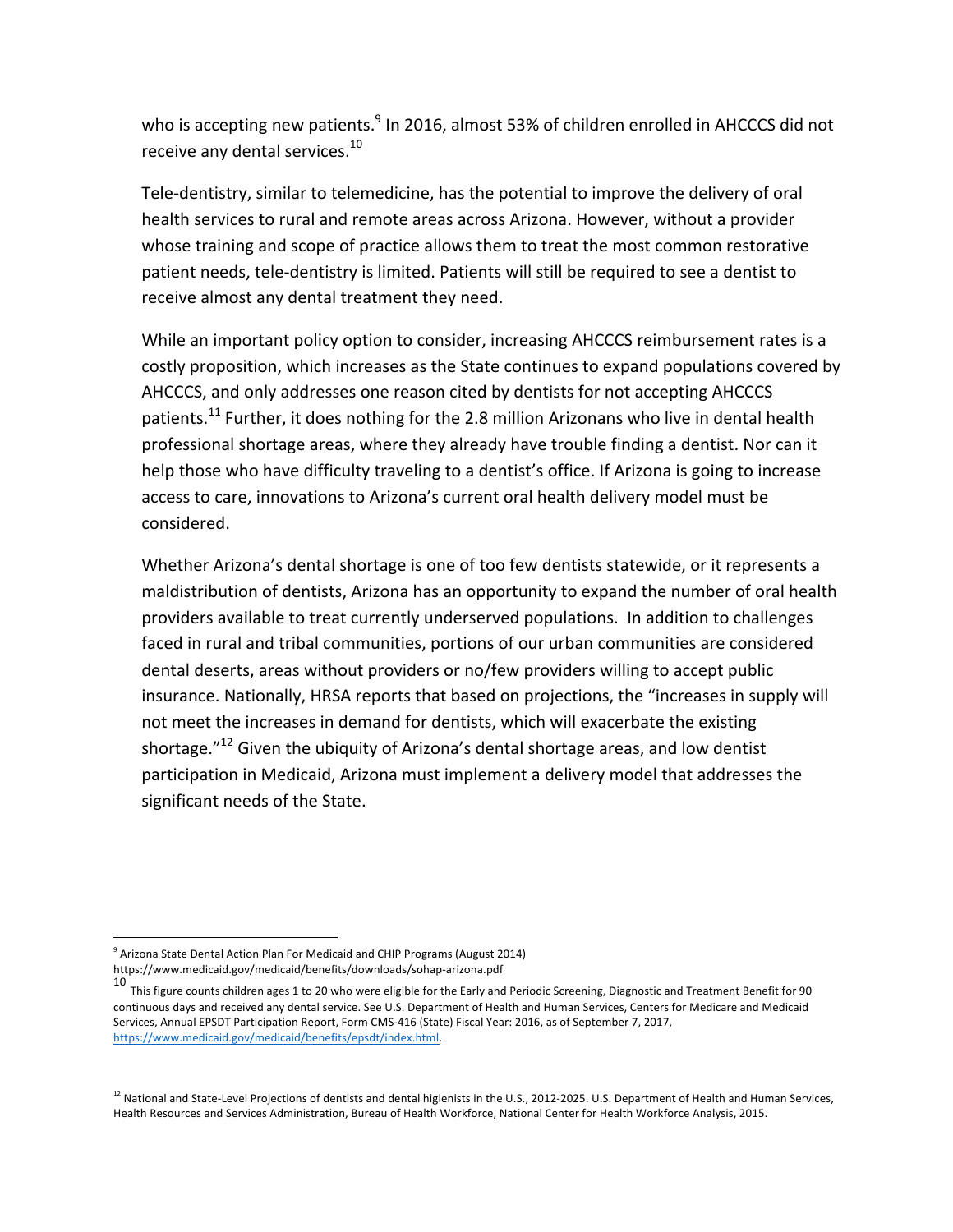who is accepting new patients.[9] In 2016, almost 53% of children enrolled in AHCCCS did not receive any dental services.[10]

Tele-dentistry, similar to telemedicine, has the potential to improve the delivery of oral health services to rural and remote areas across Arizona. However, without a provider whose training and scope of practice allows them to treat the most common restorative patient needs, tele-dentistry is limited. Patients will still be required to see a dentist to receive almost any dental treatment they need.

While an important policy option to consider, increasing AHCCCS reimbursement rates is a costly proposition, which increases as the State continues to expand populations covered by AHCCCS, and only addresses one reason cited by dentists for not accepting AHCCCS patients.[11] Further, it does nothing for the 2.8 million Arizonans who live in dental health professional shortage areas, where they already have trouble finding a dentist. Nor can it help those who have difficulty traveling to a dentist's office. If Arizona is going to increase access to care, innovations to Arizona's current oral health delivery model must be considered.

Whether Arizona's dental shortage is one of too few dentists statewide, or it represents a maldistribution of dentists, Arizona has an opportunity to expand the number of oral health providers available to treat currently underserved populations. In addition to challenges faced in rural and tribal communities, portions of our urban communities are considered dental deserts, areas without providers or no/few providers willing to accept public insurance. Nationally, HRSA reports that based on projections, the "increases in supply will not meet the increases in demand for dentists, which will exacerbate the existing shortage."[12] Given the ubiquity of Arizona's dental shortage areas, and low dentist participation in Medicaid, Arizona must implement a delivery model that addresses the significant needs of the State.

---

[9] Arizona State Dental Action Plan For Medicaid and CHIP Programs (August 2014) https://www.medicaid.gov/medicaid/benefits/downloads/sohap-arizona.pdf

[10] This figure counts children ages 1 to 20 who were eligible for the Early and Periodic Screening, Diagnostic and Treatment Benefit for 90 continuous days and received any dental service. See U.S. Department of Health and Human Services, Centers for Medicare and Medicaid Services, Annual EPSDT Participation Report, Form CMS-416 (State) Fiscal Year: 2016, as of September 7, 2017, https://www.medicaid.gov/medicaid/benefits/epsdt/index.html.

[12] National and State-Level Projections of dentists and dental higienists in the U.S., 2012-2025. U.S. Department of Health and Human Services, Health Resources and Services Administration, Bureau of Health Workforce, National Center for Health Workforce Analysis, 2015.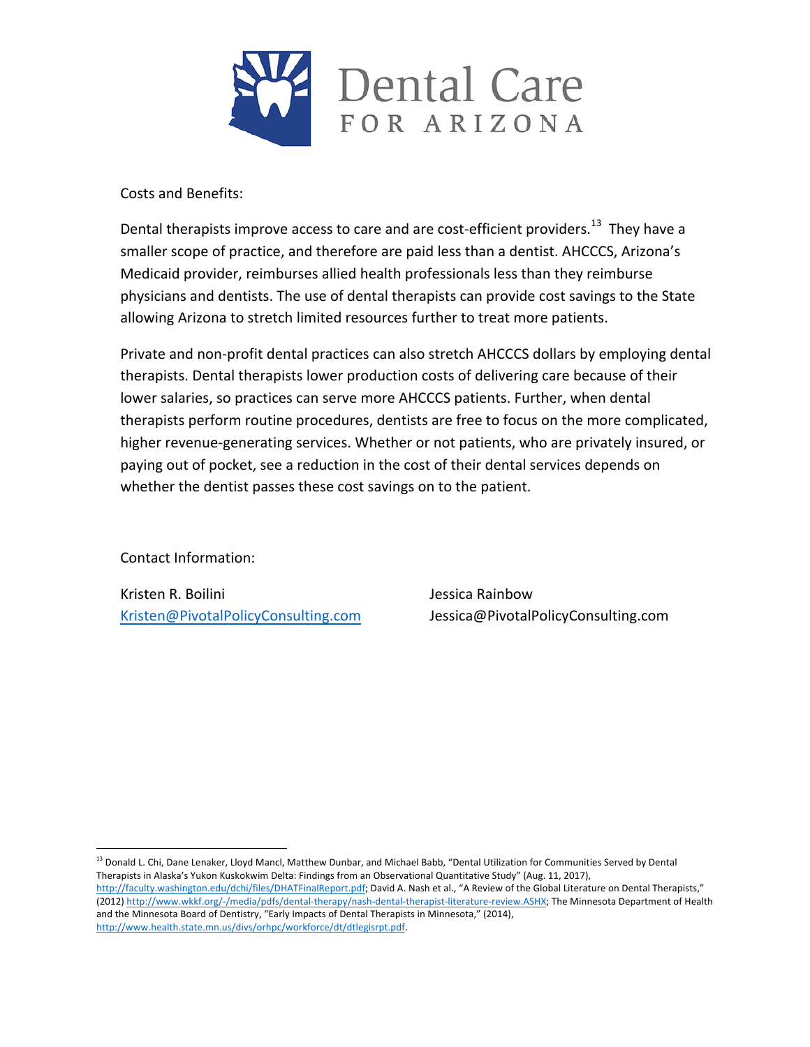Dental Care FOR ARIZONA

Costs and Benefits:

Dental therapists improve access to care and are cost-efficient providers.[13] They have a smaller scope of practice, and therefore are paid less than a dentist. AHCCCS, Arizona's Medicaid provider, reimburses allied health professionals less than they reimburse physicians and dentists. The use of dental therapists can provide cost savings to the State allowing Arizona to stretch limited resources further to treat more patients.

Private and non-profit dental practices can also stretch AHCCCS dollars by employing dental therapists. Dental therapists lower production costs of delivering care because of their lower salaries, so practices can serve more AHCCCS patients. Further, when dental therapists perform routine procedures, dentists are free to focus on the more complicated, higher revenue-generating services. Whether or not patients, who are privately insured, or paying out of pocket, see a reduction in the cost of their dental services depends on whether the dentist passes these cost savings on to the patient.

Contact Information:

Kristen R. Boilini
Kristen@PivotalPolicyConsulting.com

Jessica Rainbow
Jessica@PivotalPolicyConsulting.com

---

[13] Donald L. Chi, Dane Lenaker, Lloyd Mancl, Matthew Dunbar, and Michael Babb, "Dental Utilization for Communities Served by Dental Therapists in Alaska's Yukon Kuskokwim Delta: Findings from an Observational Quantitative Study" (Aug. 11, 2017), http://faculty.washington.edu/dchi/files/DHATFinalReport.pdf; David A. Nash et al., "A Review of the Global Literature on Dental Therapists," (2012) http://www.wkkf.org/-/media/pdfs/dental-therapy/nash-dental-therapist-literature-review.ASHX; The Minnesota Department of Health and the Minnesota Board of Dentistry, "Early Impacts of Dental Therapists in Minnesota," (2014), http://www.health.state.mn.us/divs/orhpc/workforce/dt/dtlegisrpt.pdf.